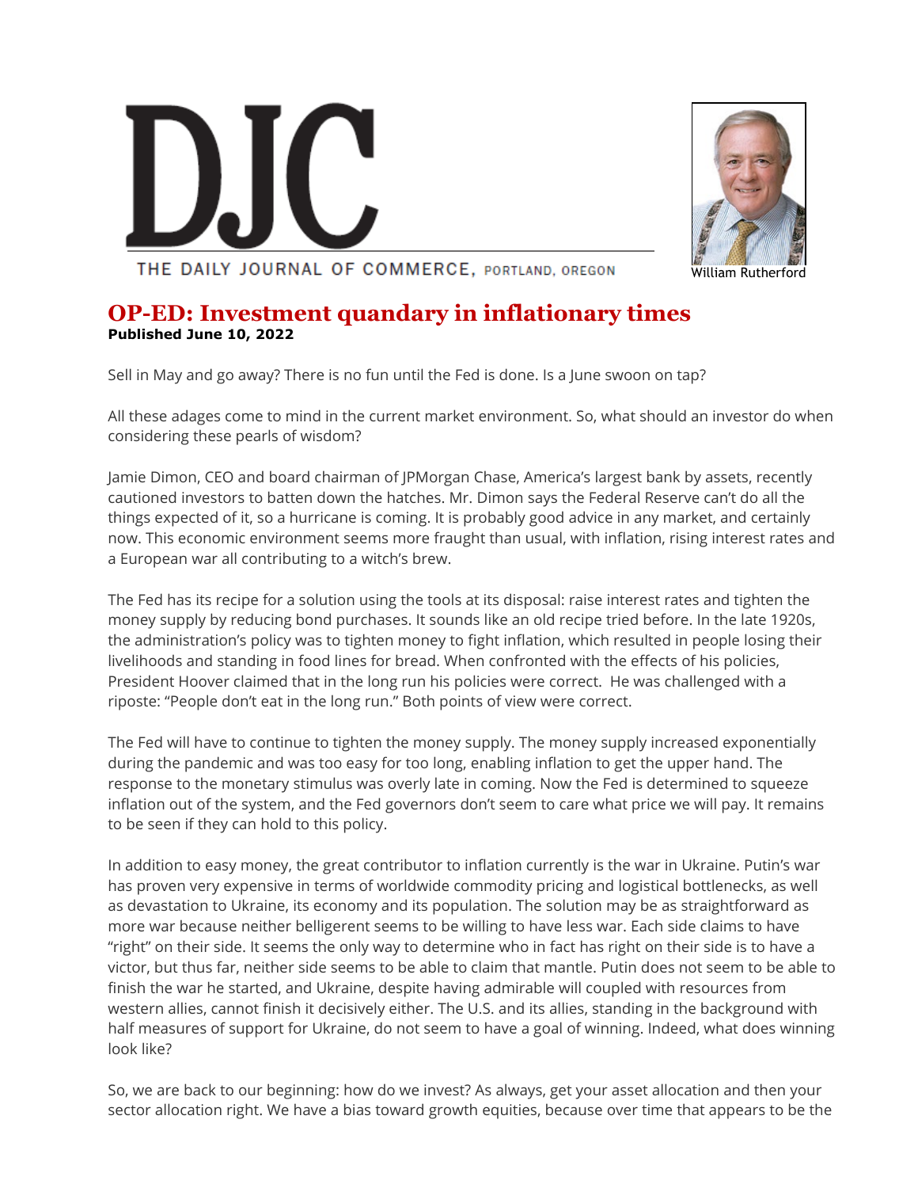DJC

THE DAILY JOURNAL OF COMMERCE, PORTLAND, OREGON

William Rutherford

# OP-ED: Investment quandary in inflationary times

**Published June 10, 2022**

Sell in May and go away? There is no fun until the Fed is done. Is a June swoon on tap?

All these adages come to mind in the current market environment. So, what should an investor do when considering these pearls of wisdom?

Jamie Dimon, CEO and board chairman of JPMorgan Chase, America's largest bank by assets, recently cautioned investors to batten down the hatches. Mr. Dimon says the Federal Reserve can't do all the things expected of it, so a hurricane is coming. It is probably good advice in any market, and certainly now. This economic environment seems more fraught than usual, with inflation, rising interest rates and a European war all contributing to a witch's brew.

The Fed has its recipe for a solution using the tools at its disposal: raise interest rates and tighten the money supply by reducing bond purchases. It sounds like an old recipe tried before. In the late 1920s, the administration's policy was to tighten money to fight inflation, which resulted in people losing their livelihoods and standing in food lines for bread. When confronted with the effects of his policies, President Hoover claimed that in the long run his policies were correct. He was challenged with a riposte: "People don't eat in the long run." Both points of view were correct.

The Fed will have to continue to tighten the money supply. The money supply increased exponentially during the pandemic and was too easy for too long, enabling inflation to get the upper hand. The response to the monetary stimulus was overly late in coming. Now the Fed is determined to squeeze inflation out of the system, and the Fed governors don't seem to care what price we will pay. It remains to be seen if they can hold to this policy.

In addition to easy money, the great contributor to inflation currently is the war in Ukraine. Putin's war has proven very expensive in terms of worldwide commodity pricing and logistical bottlenecks, as well as devastation to Ukraine, its economy and its population. The solution may be as straightforward as more war because neither belligerent seems to be willing to have less war. Each side claims to have "right" on their side. It seems the only way to determine who in fact has right on their side is to have a victor, but thus far, neither side seems to be able to claim that mantle. Putin does not seem to be able to finish the war he started, and Ukraine, despite having admirable will coupled with resources from western allies, cannot finish it decisively either. The U.S. and its allies, standing in the background with half measures of support for Ukraine, do not seem to have a goal of winning. Indeed, what does winning look like?

So, we are back to our beginning: how do we invest? As always, get your asset allocation and then your sector allocation right. We have a bias toward growth equities, because over time that appears to be the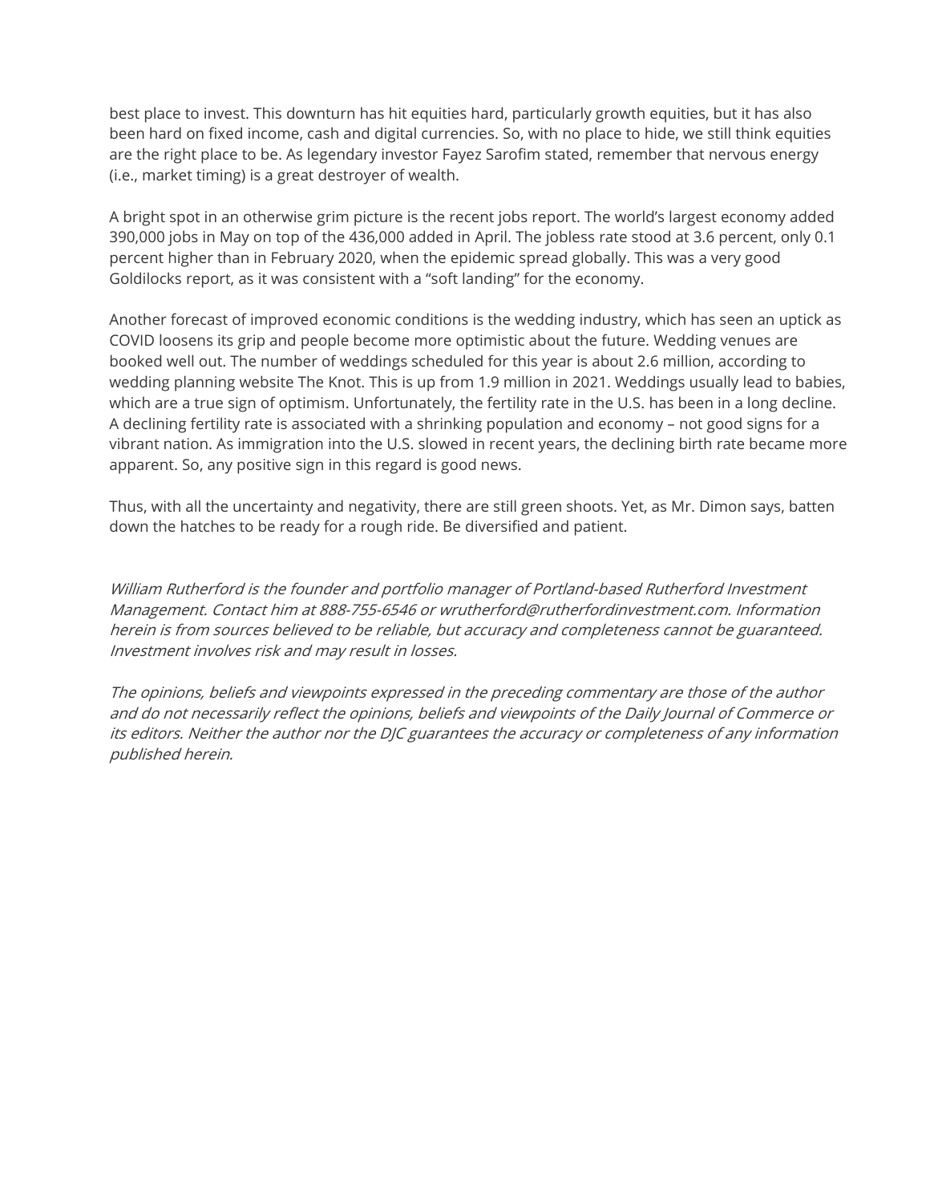best place to invest. This downturn has hit equities hard, particularly growth equities, but it has also been hard on fixed income, cash and digital currencies. So, with no place to hide, we still think equities are the right place to be. As legendary investor Fayez Sarofim stated, remember that nervous energy (i.e., market timing) is a great destroyer of wealth.

A bright spot in an otherwise grim picture is the recent jobs report. The world's largest economy added 390,000 jobs in May on top of the 436,000 added in April. The jobless rate stood at 3.6 percent, only 0.1 percent higher than in February 2020, when the epidemic spread globally. This was a very good Goldilocks report, as it was consistent with a "soft landing" for the economy.

Another forecast of improved economic conditions is the wedding industry, which has seen an uptick as COVID loosens its grip and people become more optimistic about the future. Wedding venues are booked well out. The number of weddings scheduled for this year is about 2.6 million, according to wedding planning website The Knot. This is up from 1.9 million in 2021. Weddings usually lead to babies, which are a true sign of optimism. Unfortunately, the fertility rate in the U.S. has been in a long decline. A declining fertility rate is associated with a shrinking population and economy – not good signs for a vibrant nation. As immigration into the U.S. slowed in recent years, the declining birth rate became more apparent. So, any positive sign in this regard is good news.

Thus, with all the uncertainty and negativity, there are still green shoots. Yet, as Mr. Dimon says, batten down the hatches to be ready for a rough ride. Be diversified and patient.

*William Rutherford is the founder and portfolio manager of Portland-based Rutherford Investment Management. Contact him at 888-755-6546 or wrutherford@rutherfordinvestment.com. Information herein is from sources believed to be reliable, but accuracy and completeness cannot be guaranteed. Investment involves risk and may result in losses.*

*The opinions, beliefs and viewpoints expressed in the preceding commentary are those of the author and do not necessarily reflect the opinions, beliefs and viewpoints of the Daily Journal of Commerce or its editors. Neither the author nor the DJC guarantees the accuracy or completeness of any information published herein.*